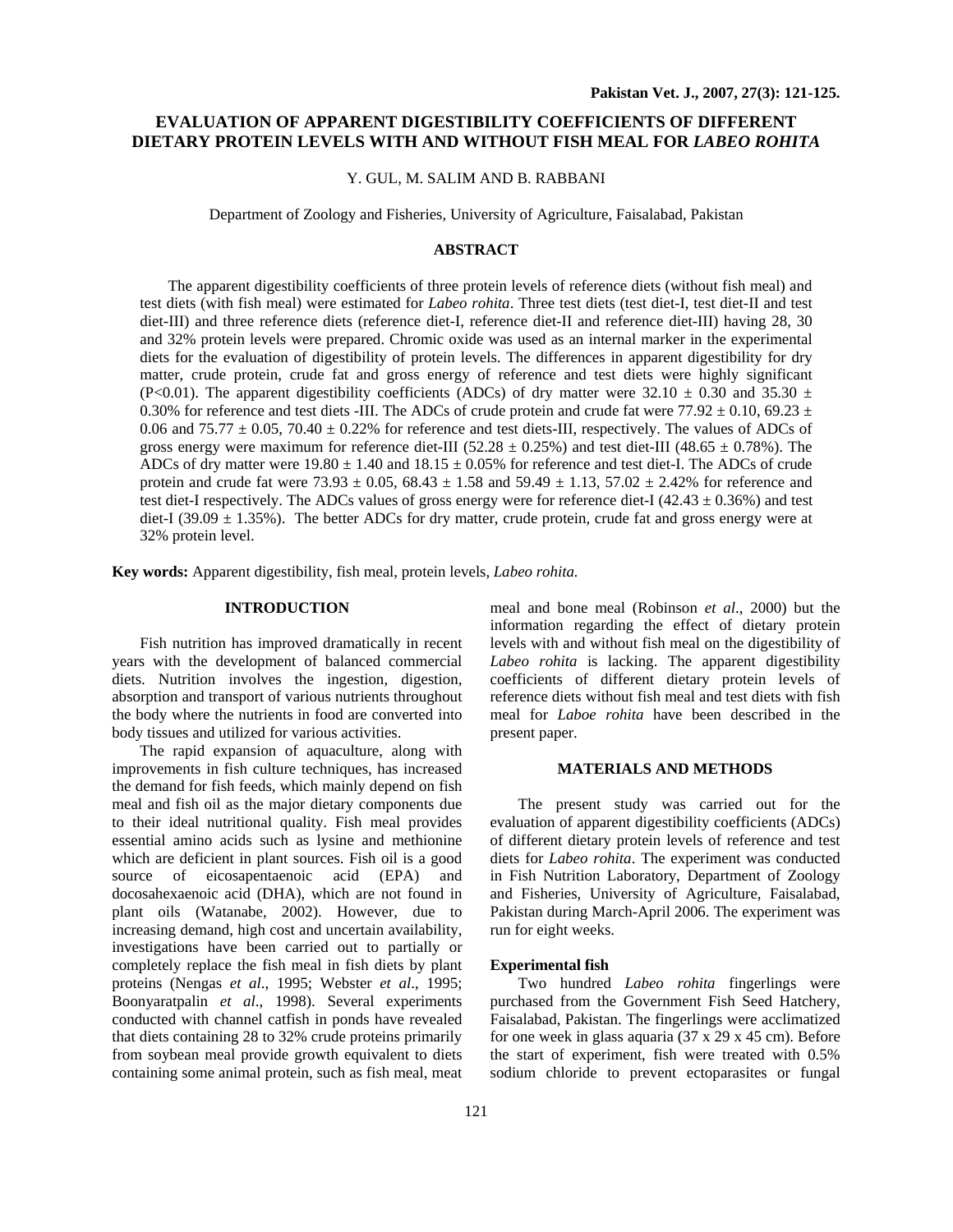# EVALUATION OF APPARENT DIGESTIBILITY COEFFICIENTS OF DIFFERENT DIETARY PROTEIN LEVELS WITH AND WITHOUT FISH MEAL FOR *LABEO ROHITA*

Y. GUL, M. SALIM AND B. RABBANI

Department of Zoology and Fisheries, University of Agriculture, Faisalabad, Pakistan

## ABSTRACT

The apparent digestibility coefficients of three protein levels of reference diets (without fish meal) and test diets (with fish meal) were estimated for *Labeo rohita*. Three test diets (test diet-I, test diet-II and test diet-III) and three reference diets (reference diet-I, reference diet-II and reference diet-III) having 28, 30 and 32% protein levels were prepared. Chromic oxide was used as an internal marker in the experimental diets for the evaluation of digestibility of protein levels. The differences in apparent digestibility for dry matter, crude protein, crude fat and gross energy of reference and test diets were highly significant ($P<0.01$). The apparent digestibility coefficients (ADCs) of dry matter were $32.10 \pm 0.30$ and $35.30 \pm 0.30\%$ for reference and test diets -III. The ADCs of crude protein and crude fat were $77.92 \pm 0.10$, $69.23 \pm 0.06$ and $75.77 \pm 0.05$, $70.40 \pm 0.22\%$ for reference and test diets-III, respectively. The values of ADCs of gross energy were maximum for reference diet-III ($52.28 \pm 0.25\%$) and test diet-III ($48.65 \pm 0.78\%$). The ADCs of dry matter were $19.80 \pm 1.40$ and $18.15 \pm 0.05\%$ for reference and test diet-I. The ADCs of crude protein and crude fat were $73.93 \pm 0.05$, $68.43 \pm 1.58$ and $59.49 \pm 1.13$, $57.02 \pm 2.42\%$ for reference and test diet-I respectively. The ADCs values of gross energy were for reference diet-I ($42.43 \pm 0.36\%$) and test diet-I ($39.09 \pm 1.35\%$). The better ADCs for dry matter, crude protein, crude fat and gross energy were at 32% protein level.

**Key words:** Apparent digestibility, fish meal, protein levels, *Labeo rohita.*

## INTRODUCTION

Fish nutrition has improved dramatically in recent years with the development of balanced commercial diets. Nutrition involves the ingestion, digestion, absorption and transport of various nutrients throughout the body where the nutrients in food are converted into body tissues and utilized for various activities.

The rapid expansion of aquaculture, along with improvements in fish culture techniques, has increased the demand for fish feeds, which mainly depend on fish meal and fish oil as the major dietary components due to their ideal nutritional quality. Fish meal provides essential amino acids such as lysine and methionine which are deficient in plant sources. Fish oil is a good source of eicosapentaenoic acid (EPA) and docosahexaenoic acid (DHA), which are not found in plant oils (Watanabe, 2002). However, due to increasing demand, high cost and uncertain availability, investigations have been carried out to partially or completely replace the fish meal in fish diets by plant proteins (Nengas *et al*., 1995; Webster *et al*., 1995; Boonyaratpalin *et al*., 1998). Several experiments conducted with channel catfish in ponds have revealed that diets containing 28 to 32% crude proteins primarily from soybean meal provide growth equivalent to diets containing some animal protein, such as fish meal, meat meal and bone meal (Robinson *et al*., 2000) but the information regarding the effect of dietary protein levels with and without fish meal on the digestibility of *Labeo rohita* is lacking. The apparent digestibility coefficients of different dietary protein levels of reference diets without fish meal and test diets with fish meal for *Laboe rohita* have been described in the present paper.

## MATERIALS AND METHODS

The present study was carried out for the evaluation of apparent digestibility coefficients (ADCs) of different dietary protein levels of reference and test diets for *Labeo rohita*. The experiment was conducted in Fish Nutrition Laboratory, Department of Zoology and Fisheries, University of Agriculture, Faisalabad, Pakistan during March-April 2006. The experiment was run for eight weeks.

### Experimental fish

Two hundred *Labeo rohita* fingerlings were purchased from the Government Fish Seed Hatchery, Faisalabad, Pakistan. The fingerlings were acclimatized for one week in glass aquaria (37 x 29 x 45 cm). Before the start of experiment, fish were treated with 0.5% sodium chloride to prevent ectoparasites or fungal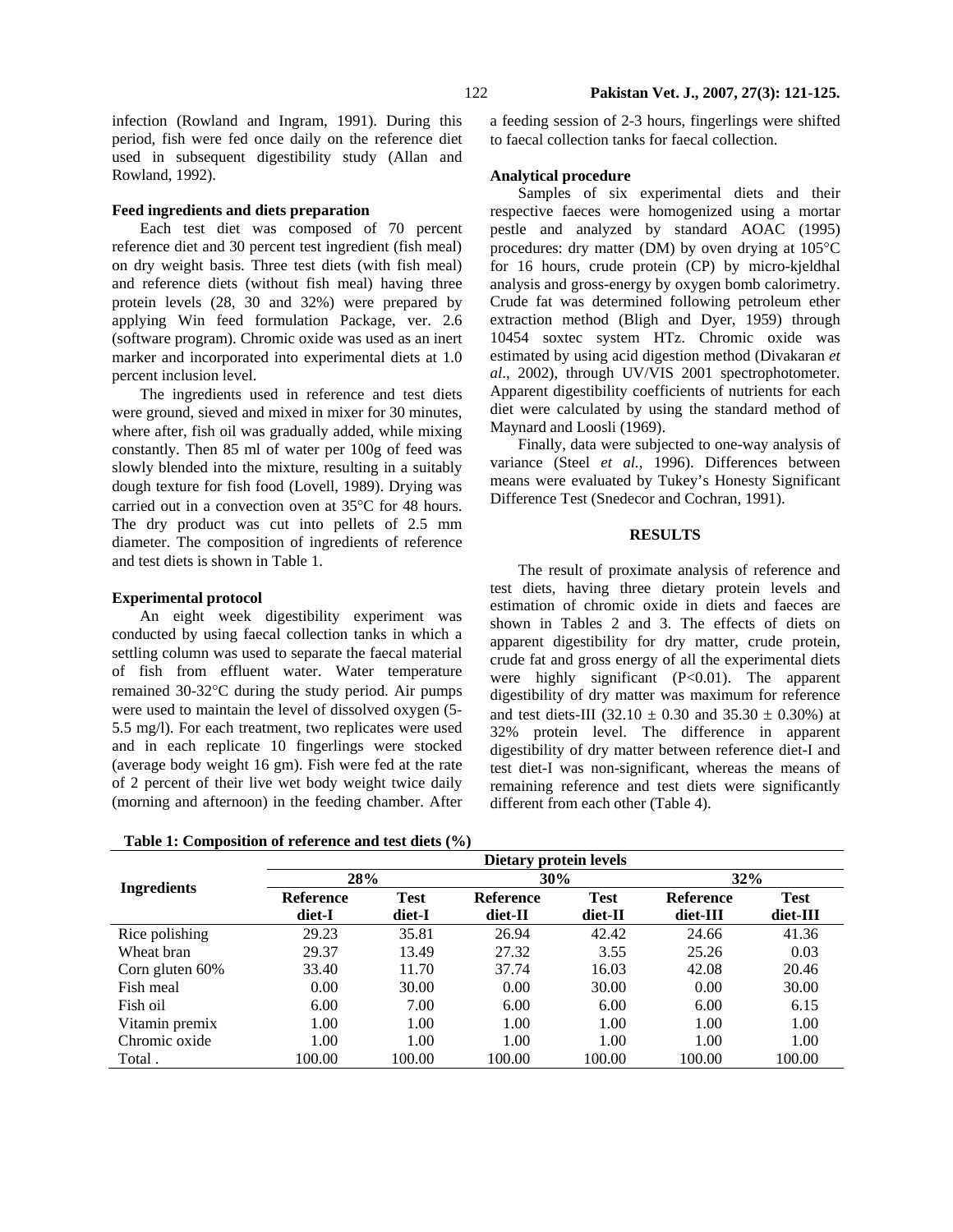infection (Rowland and Ingram, 1991). During this period, fish were fed once daily on the reference diet used in subsequent digestibility study (Allan and Rowland, 1992).

### Feed ingredients and diets preparation

Each test diet was composed of 70 percent reference diet and 30 percent test ingredient (fish meal) on dry weight basis. Three test diets (with fish meal) and reference diets (without fish meal) having three protein levels (28, 30 and 32%) were prepared by applying Win feed formulation Package, ver. 2.6 (software program). Chromic oxide was used as an inert marker and incorporated into experimental diets at 1.0 percent inclusion level.

The ingredients used in reference and test diets were ground, sieved and mixed in mixer for 30 minutes, where after, fish oil was gradually added, while mixing constantly. Then 85 ml of water per 100g of feed was slowly blended into the mixture, resulting in a suitably dough texture for fish food (Lovell, 1989). Drying was carried out in a convection oven at 35°C for 48 hours. The dry product was cut into pellets of 2.5 mm diameter. The composition of ingredients of reference and test diets is shown in Table 1.

### Experimental protocol

An eight week digestibility experiment was conducted by using faecal collection tanks in which a settling column was used to separate the faecal material of fish from effluent water. Water temperature remained 30-32°C during the study period. Air pumps were used to maintain the level of dissolved oxygen (5-5.5 mg/l). For each treatment, two replicates were used and in each replicate 10 fingerlings were stocked (average body weight 16 gm). Fish were fed at the rate of 2 percent of their live wet body weight twice daily (morning and afternoon) in the feeding chamber. After a feeding session of 2-3 hours, fingerlings were shifted to faecal collection tanks for faecal collection.

### Analytical procedure

Samples of six experimental diets and their respective faeces were homogenized using a mortar pestle and analyzed by standard AOAC (1995) procedures: dry matter (DM) by oven drying at 105°C for 16 hours, crude protein (CP) by micro-kjeldhal analysis and gross-energy by oxygen bomb calorimetry. Crude fat was determined following petroleum ether extraction method (Bligh and Dyer, 1959) through 10454 soxtec system HTz. Chromic oxide was estimated by using acid digestion method (Divakaran *et al*., 2002), through UV/VIS 2001 spectrophotometer. Apparent digestibility coefficients of nutrients for each diet were calculated by using the standard method of Maynard and Loosli (1969).

Finally, data were subjected to one-way analysis of variance (Steel *et al.,* 1996). Differences between means were evaluated by Tukey's Honesty Significant Difference Test (Snedecor and Cochran, 1991).

## RESULTS

The result of proximate analysis of reference and test diets, having three dietary protein levels and estimation of chromic oxide in diets and faeces are shown in Tables 2 and 3. The effects of diets on apparent digestibility for dry matter, crude protein, crude fat and gross energy of all the experimental diets were highly significant ($P<0.01$). The apparent digestibility of dry matter was maximum for reference and test diets-III ($32.10 \pm 0.30$ and $35.30 \pm 0.30$%) at 32% protein level. The difference in apparent digestibility of dry matter between reference diet-I and test diet-I was non-significant, whereas the means of remaining reference and test diets were significantly different from each other (Table 4).

**Table 1: Composition of reference and test diets (%)**

| Ingredients | Dietary protein levels | | | | | |
|---|---|---|---|---|---|---|
| | 28% | | 30% | | 32% | |
| | Reference diet-I | Test diet-I | Reference diet-II | Test diet-II | Reference diet-III | Test diet-III |
| Rice polishing | 29.23 | 35.81 | 26.94 | 42.42 | 24.66 | 41.36 |
| Wheat bran | 29.37 | 13.49 | 27.32 | 3.55 | 25.26 | 0.03 |
| Corn gluten 60% | 33.40 | 11.70 | 37.74 | 16.03 | 42.08 | 20.46 |
| Fish meal | 0.00 | 30.00 | 0.00 | 30.00 | 0.00 | 30.00 |
| Fish oil | 6.00 | 7.00 | 6.00 | 6.00 | 6.00 | 6.15 |
| Vitamin premix | 1.00 | 1.00 | 1.00 | 1.00 | 1.00 | 1.00 |
| Chromic oxide | 1.00 | 1.00 | 1.00 | 1.00 | 1.00 | 1.00 |
| Total . | 100.00 | 100.00 | 100.00 | 100.00 | 100.00 | 100.00 |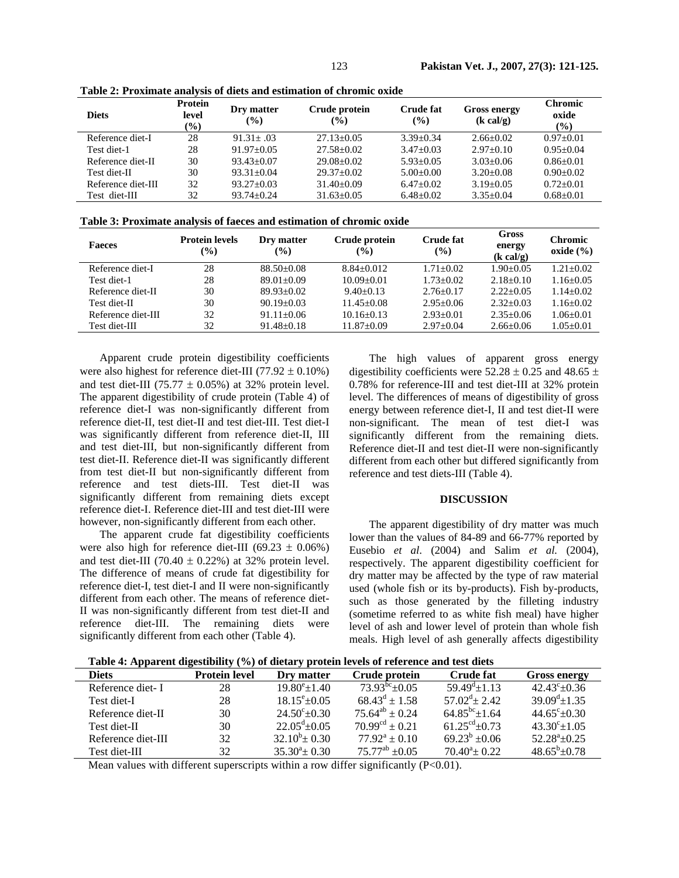**Table 2: Proximate analysis of diets and estimation of chromic oxide**

| Diets | Protein level (%) | Dry matter (%) | Crude protein (%) | Crude fat (%) | Gross energy (k cal/g) | Chromic oxide (%) |
|---|---|---|---|---|---|---|
| Reference diet-I | 28 | 91.31± .03 | 27.13±0.05 | 3.39±0.34 | 2.66±0.02 | 0.97±0.01 |
| Test diet-1 | 28 | 91.97±0.05 | 27.58±0.02 | 3.47±0.03 | 2.97±0.10 | 0.95±0.04 |
| Reference diet-II | 30 | 93.43±0.07 | 29.08±0.02 | 5.93±0.05 | 3.03±0.06 | 0.86±0.01 |
| Test diet-II | 30 | 93.31±0.04 | 29.37±0.02 | 5.00±0.00 | 3.20±0.08 | 0.90±0.02 |
| Reference diet-III | 32 | 93.27±0.03 | 31.40±0.09 | 6.47±0.02 | 3.19±0.05 | 0.72±0.01 |
| Test diet-III | 32 | 93.74±0.24 | 31.63±0.05 | 6.48±0.02 | 3.35±0.04 | 0.68±0.01 |

**Table 3: Proximate analysis of faeces and estimation of chromic oxide**

| Faeces | Protein levels (%) | Dry matter (%) | Crude protein (%) | Crude fat (%) | Gross energy (k cal/g) | Chromic oxide (%) |
|---|---|---|---|---|---|---|
| Reference diet-I | 28 | 88.50±0.08 | 8.84±0.012 | 1.71±0.02 | 1.90±0.05 | 1.21±0.02 |
| Test diet-1 | 28 | 89.01±0.09 | 10.09±0.01 | 1.73±0.02 | 2.18±0.10 | 1.16±0.05 |
| Reference diet-II | 30 | 89.93±0.02 | 9.40±0.13 | 2.76±0.17 | 2.22±0.05 | 1.14±0.02 |
| Test diet-II | 30 | 90.19±0.03 | 11.45±0.08 | 2.95±0.06 | 2.32±0.03 | 1.16±0.02 |
| Reference diet-III | 32 | 91.11±0.06 | 10.16±0.13 | 2.93±0.01 | 2.35±0.06 | 1.06±0.01 |
| Test diet-III | 32 | 91.48±0.18 | 11.87±0.09 | 2.97±0.04 | 2.66±0.06 | 1.05±0.01 |

Apparent crude protein digestibility coefficients were also highest for reference diet-III (77.92 ± 0.10%) and test diet-III (75.77 ± 0.05%) at 32% protein level. The apparent digestibility of crude protein (Table 4) of reference diet-I was non-significantly different from reference diet-II, test diet-II and test diet-III. Test diet-I was significantly different from reference diet-II, III and test diet-III, but non-significantly different from test diet-II. Reference diet-II was significantly different from test diet-II but non-significantly different from reference and test diets-III. Test diet-II was significantly different from remaining diets except reference diet-I. Reference diet-III and test diet-III were however, non-significantly different from each other.

The apparent crude fat digestibility coefficients were also high for reference diet-III (69.23 ± 0.06%) and test diet-III (70.40 ± 0.22%) at 32% protein level. The difference of means of crude fat digestibility for reference diet-I, test diet-I and II were non-significantly different from each other. The means of reference diet-II was non-significantly different from test diet-II and reference diet-III. The remaining diets were significantly different from each other (Table 4).

The high values of apparent gross energy digestibility coefficients were 52.28 ± 0.25 and 48.65 ± 0.78% for reference-III and test diet-III at 32% protein level. The differences of means of digestibility of gross energy between reference diet-I, II and test diet-II were non-significant. The mean of test diet-I was significantly different from the remaining diets. Reference diet-II and test diet-II were non-significantly different from each other but differed significantly from reference and test diets-III (Table 4).

## DISCUSSION

The apparent digestibility of dry matter was much lower than the values of 84-89 and 66-77% reported by Eusebio *et al*. (2004) and Salim *et al.* (2004), respectively. The apparent digestibility coefficient for dry matter may be affected by the type of raw material used (whole fish or its by-products). Fish by-products, such as those generated by the filleting industry (sometime referred to as white fish meal) have higher level of ash and lower level of protein than whole fish meals. High level of ash generally affects digestibility

**Table 4: Apparent digestibility (%) of dietary protein levels of reference and test diets**

| Diets | Protein level | Dry matter | Crude protein | Crude fat | Gross energy |
|---|---|---|---|---|---|
| Reference diet- I | 28 | $19.80^{e}$±1.40 | $73.93^{bc}$±0.05 | $59.49^{d}$±1.13 | $42.43^{c}$±0.36 |
| Test diet-I | 28 | $18.15^{e}$±0.05 | $68.43^{d}$ ± 1.58 | $57.02^{d}$± 2.42 | $39.09^{d}$±1.35 |
| Reference diet-II | 30 | $24.50^{c}$±0.30 | $75.64^{ab}$ ± 0.24 | $64.85^{bc}$±1.64 | $44.65^{c}$±0.30 |
| Test diet-II | 30 | $22.05^{d}$±0.05 | $70.99^{cd}$ ± 0.21 | $61.25^{cd}$±0.73 | $43.30^{c}$±1.05 |
| Reference diet-III | 32 | $32.10^{b}$± 0.30 | $77.92^{a}$ ± 0.10 | $69.23^{b}$ ±0.06 | $52.28^{a}$±0.25 |
| Test diet-III | 32 | $35.30^{a}$± 0.30 | $75.77^{ab}$ ±0.05 | $70.40^{a}$± 0.22 | $48.65^{b}$±0.78 |

Mean values with different superscripts within a row differ significantly (P<0.01).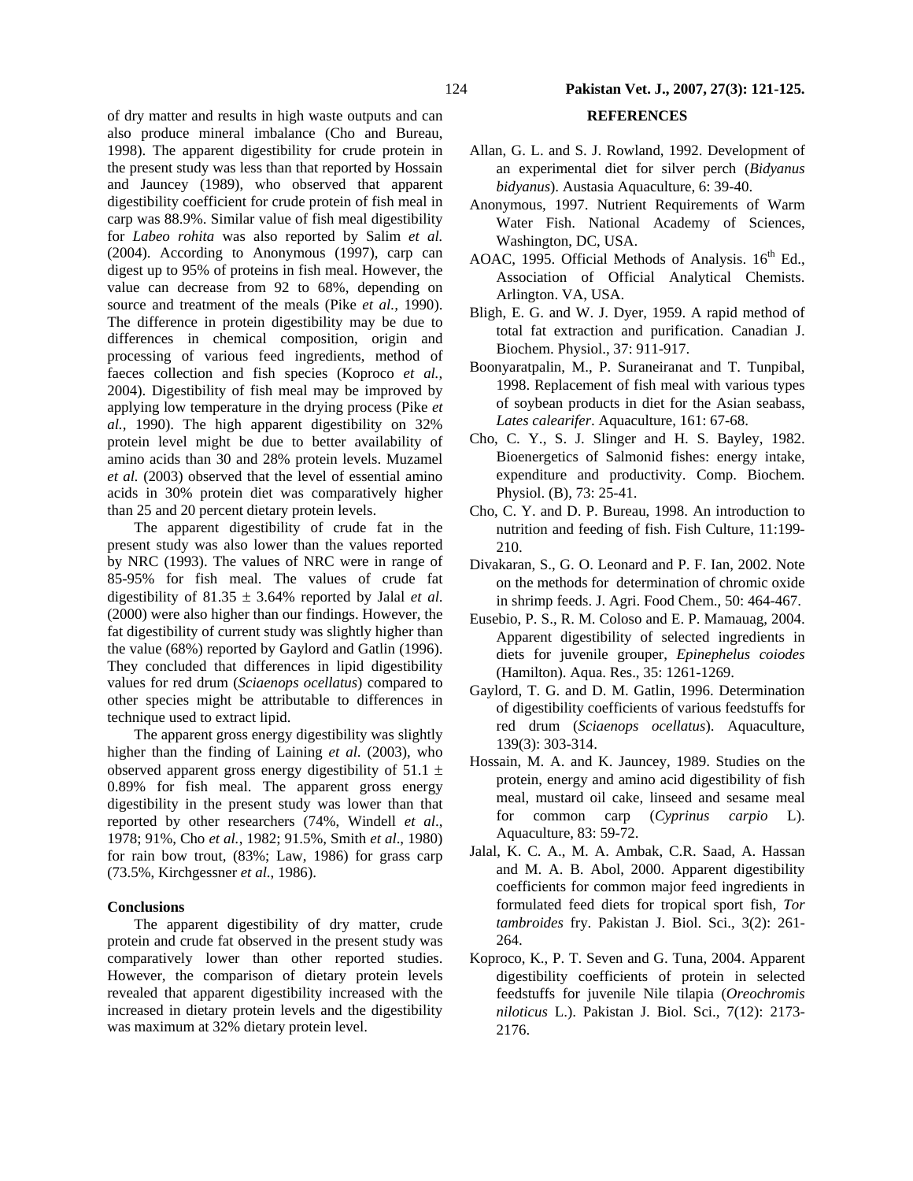of dry matter and results in high waste outputs and can also produce mineral imbalance (Cho and Bureau, 1998). The apparent digestibility for crude protein in the present study was less than that reported by Hossain and Jauncey (1989), who observed that apparent digestibility coefficient for crude protein of fish meal in carp was 88.9%. Similar value of fish meal digestibility for *Labeo rohita* was also reported by Salim *et al.* (2004). According to Anonymous (1997), carp can digest up to 95% of proteins in fish meal. However, the value can decrease from 92 to 68%, depending on source and treatment of the meals (Pike *et al.*, 1990). The difference in protein digestibility may be due to differences in chemical composition, origin and processing of various feed ingredients, method of faeces collection and fish species (Koproco *et al.*, 2004). Digestibility of fish meal may be improved by applying low temperature in the drying process (Pike *et al.*, 1990). The high apparent digestibility on 32% protein level might be due to better availability of amino acids than 30 and 28% protein levels. Muzamel *et al.* (2003) observed that the level of essential amino acids in 30% protein diet was comparatively higher than 25 and 20 percent dietary protein levels.

The apparent digestibility of crude fat in the present study was also lower than the values reported by NRC (1993). The values of NRC were in range of 85-95% for fish meal. The values of crude fat digestibility of 81.35 ± 3.64% reported by Jalal *et al.* (2000) were also higher than our findings. However, the fat digestibility of current study was slightly higher than the value (68%) reported by Gaylord and Gatlin (1996). They concluded that differences in lipid digestibility values for red drum (*Sciaenops ocellatus*) compared to other species might be attributable to differences in technique used to extract lipid.

The apparent gross energy digestibility was slightly higher than the finding of Laining *et al.* (2003), who observed apparent gross energy digestibility of 51.1 ± 0.89% for fish meal. The apparent gross energy digestibility in the present study was lower than that reported by other researchers (74%, Windell *et al*., 1978; 91%, Cho *et al.*, 1982; 91.5%, Smith *et al*., 1980) for rain bow trout, (83%; Law, 1986) for grass carp (73.5%, Kirchgessner *et al*., 1986).

## Conclusions

The apparent digestibility of dry matter, crude protein and crude fat observed in the present study was comparatively lower than other reported studies. However, the comparison of dietary protein levels revealed that apparent digestibility increased with the increased in dietary protein levels and the digestibility was maximum at 32% dietary protein level.

## REFERENCES

Allan, G. L. and S. J. Rowland, 1992. Development of an experimental diet for silver perch (*Bidyanus bidyanus*). Austasia Aquaculture, 6: 39-40.

Anonymous, 1997. Nutrient Requirements of Warm Water Fish. National Academy of Sciences, Washington, DC, USA.

AOAC, 1995. Official Methods of Analysis. 16th Ed., Association of Official Analytical Chemists. Arlington. VA, USA.

Bligh, E. G. and W. J. Dyer, 1959. A rapid method of total fat extraction and purification. Canadian J. Biochem. Physiol., 37: 911-917.

Boonyaratpalin, M., P. Suraneiranat and T. Tunpibal, 1998. Replacement of fish meal with various types of soybean products in diet for the Asian seabass, *Lates calearifer*. Aquaculture, 161: 67-68.

Cho, C. Y., S. J. Slinger and H. S. Bayley, 1982. Bioenergetics of Salmonid fishes: energy intake, expenditure and productivity. Comp. Biochem. Physiol. (B), 73: 25-41.

Cho, C. Y. and D. P. Bureau, 1998. An introduction to nutrition and feeding of fish. Fish Culture, 11:199-210.

Divakaran, S., G. O. Leonard and P. F. Ian, 2002. Note on the methods for determination of chromic oxide in shrimp feeds. J. Agri. Food Chem., 50: 464-467.

Eusebio, P. S., R. M. Coloso and E. P. Mamauag, 2004. Apparent digestibility of selected ingredients in diets for juvenile grouper, *Epinephelus coiodes* (Hamilton). Aqua. Res., 35: 1261-1269.

Gaylord, T. G. and D. M. Gatlin, 1996. Determination of digestibility coefficients of various feedstuffs for red drum (*Sciaenops ocellatus*). Aquaculture, 139(3): 303-314.

Hossain, M. A. and K. Jauncey, 1989. Studies on the protein, energy and amino acid digestibility of fish meal, mustard oil cake, linseed and sesame meal for common carp (*Cyprinus carpio* L). Aquaculture, 83: 59-72.

Jalal, K. C. A., M. A. Ambak, C.R. Saad, A. Hassan and M. A. B. Abol, 2000. Apparent digestibility coefficients for common major feed ingredients in formulated feed diets for tropical sport fish, *Tor tambroides* fry. Pakistan J. Biol. Sci., 3(2): 261-264.

Koproco, K., P. T. Seven and G. Tuna, 2004. Apparent digestibility coefficients of protein in selected feedstuffs for juvenile Nile tilapia (*Oreochromis niloticus* L.). Pakistan J. Biol. Sci., 7(12): 2173-2176.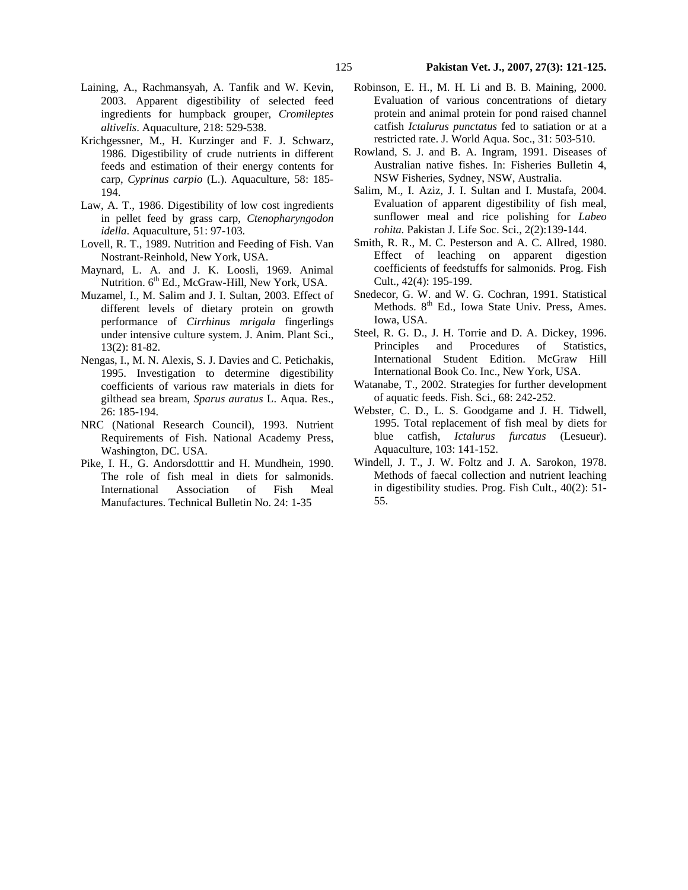Laining, A., Rachmansyah, A. Tanfik and W. Kevin, 2003. Apparent digestibility of selected feed ingredients for humpback grouper, *Cromileptes altivelis*. Aquaculture, 218: 529-538.

Krichgessner, M., H. Kurzinger and F. J. Schwarz, 1986. Digestibility of crude nutrients in different feeds and estimation of their energy contents for carp, *Cyprinus carpio* (L.). Aquaculture, 58: 185-194.

Law, A. T., 1986. Digestibility of low cost ingredients in pellet feed by grass carp, *Ctenopharyngodon idella*. Aquaculture, 51: 97-103.

Lovell, R. T., 1989. Nutrition and Feeding of Fish. Van Nostrant-Reinhold, New York, USA.

Maynard, L. A. and J. K. Loosli, 1969. Animal Nutrition. 6th Ed., McGraw-Hill, New York, USA.

Muzamel, I., M. Salim and J. I. Sultan, 2003. Effect of different levels of dietary protein on growth performance of *Cirrhinus mrigala* fingerlings under intensive culture system. J. Anim. Plant Sci., 13(2): 81-82.

Nengas, I., M. N. Alexis, S. J. Davies and C. Petichakis, 1995. Investigation to determine digestibility coefficients of various raw materials in diets for gilthead sea bream, *Sparus auratus* L. Aqua. Res., 26: 185-194.

NRC (National Research Council), 1993. Nutrient Requirements of Fish. National Academy Press, Washington, DC. USA.

Pike, I. H., G. Andorsdotttir and H. Mundhein, 1990. The role of fish meal in diets for salmonids. International Association of Fish Meal Manufactures. Technical Bulletin No. 24: 1-35

Robinson, E. H., M. H. Li and B. B. Maining, 2000. Evaluation of various concentrations of dietary protein and animal protein for pond raised channel catfish *Ictalurus punctatus* fed to satiation or at a restricted rate. J. World Aqua. Soc., 31: 503-510.

Rowland, S. J. and B. A. Ingram, 1991. Diseases of Australian native fishes. In: Fisheries Bulletin 4, NSW Fisheries, Sydney, NSW, Australia.

Salim, M., I. Aziz, J. I. Sultan and I. Mustafa, 2004. Evaluation of apparent digestibility of fish meal, sunflower meal and rice polishing for *Labeo rohita.* Pakistan J. Life Soc. Sci., 2(2):139-144.

Smith, R. R., M. C. Pesterson and A. C. Allred, 1980. Effect of leaching on apparent digestion coefficients of feedstuffs for salmonids. Prog. Fish Cult., 42(4): 195-199.

Snedecor, G. W. and W. G. Cochran, 1991. Statistical Methods. 8th Ed., Iowa State Univ. Press, Ames. Iowa, USA.

Steel, R. G. D., J. H. Torrie and D. A. Dickey, 1996. Principles and Procedures of Statistics, International Student Edition. McGraw Hill International Book Co. Inc., New York, USA.

Watanabe, T., 2002. Strategies for further development of aquatic feeds. Fish. Sci., 68: 242-252.

Webster, C. D., L. S. Goodgame and J. H. Tidwell, 1995. Total replacement of fish meal by diets for blue catfish, *Ictalurus furcatus* (Lesueur). Aquaculture, 103: 141-152.

Windell, J. T., J. W. Foltz and J. A. Sarokon, 1978. Methods of faecal collection and nutrient leaching in digestibility studies. Prog. Fish Cult., 40(2): 51-55.